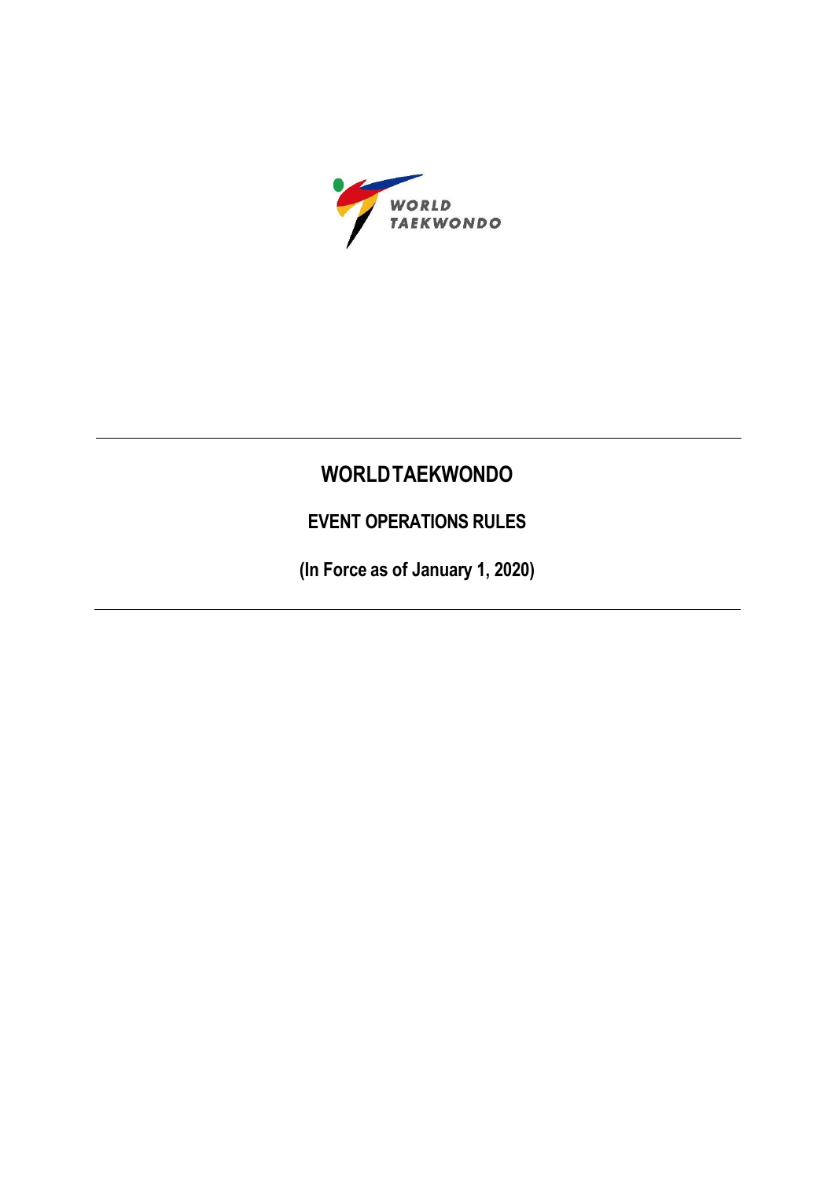# WORLD TAEKWONDO

## EVENT OPERATIONS RULES

**(In Force as of January 1, 2020)**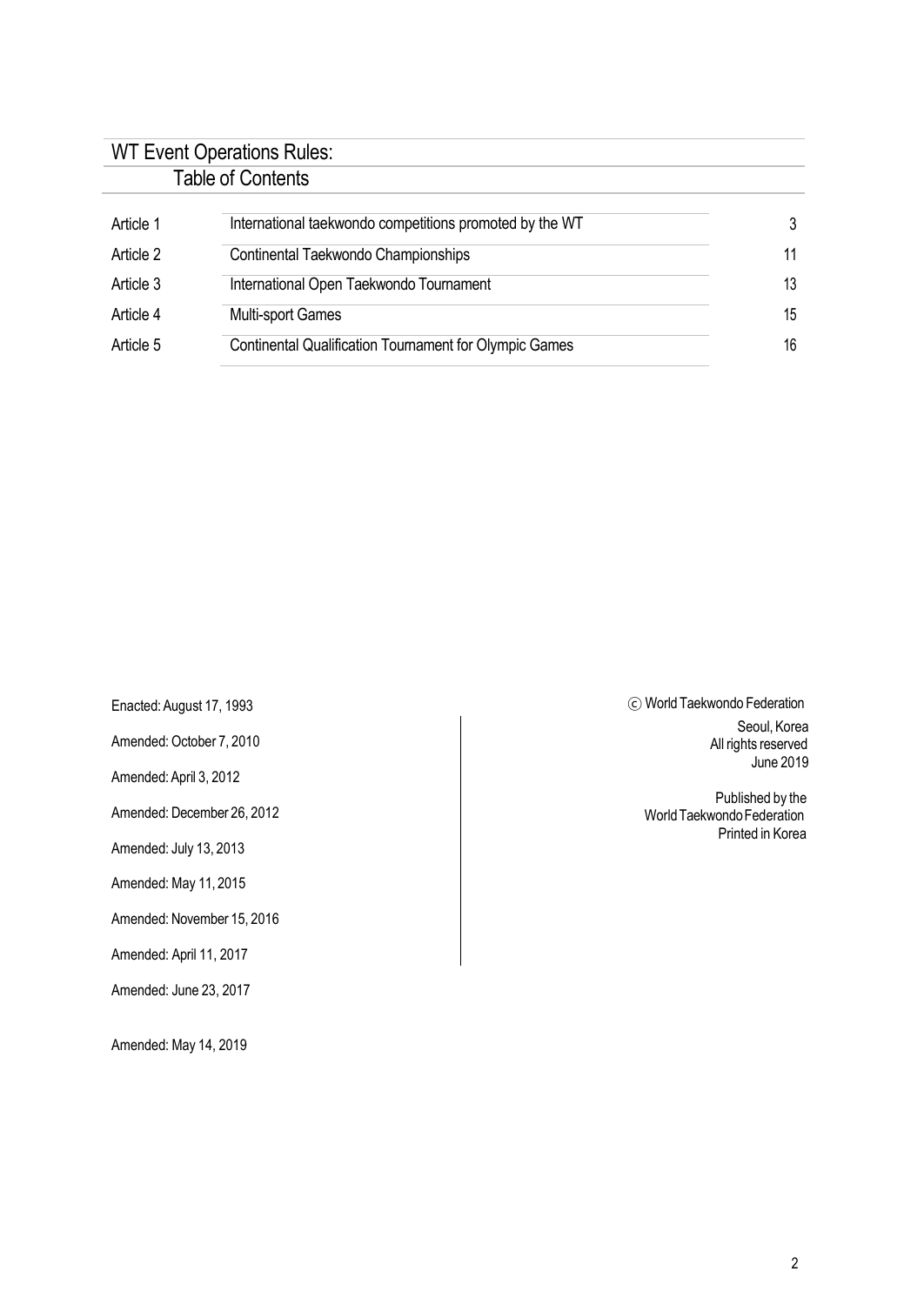# WT Event Operations Rules:

## Table of Contents

| Article | Title | Page |
| --- | --- | --- |
| Article 1 | International taekwondo competitions promoted by the WT | 3 |
| Article 2 | Continental Taekwondo Championships | 11 |
| Article 3 | International Open Taekwondo Tournament | 13 |
| Article 4 | Multi-sport Games | 15 |
| Article 5 | Continental Qualification Tournament for Olympic Games | 16 |

Enacted: August 17, 1993

Amended: October 7, 2010

Amended: April 3, 2012

Amended: December 26, 2012

Amended: July 13, 2013

Amended: May 11, 2015

Amended: November 15, 2016

Amended: April 11, 2017

Amended: June 23, 2017

Amended: May 14, 2019

ⓒ World Taekwondo Federation

Seoul, Korea
All rights reserved
June 2019

Published by the
World Taekwondo Federation
Printed in Korea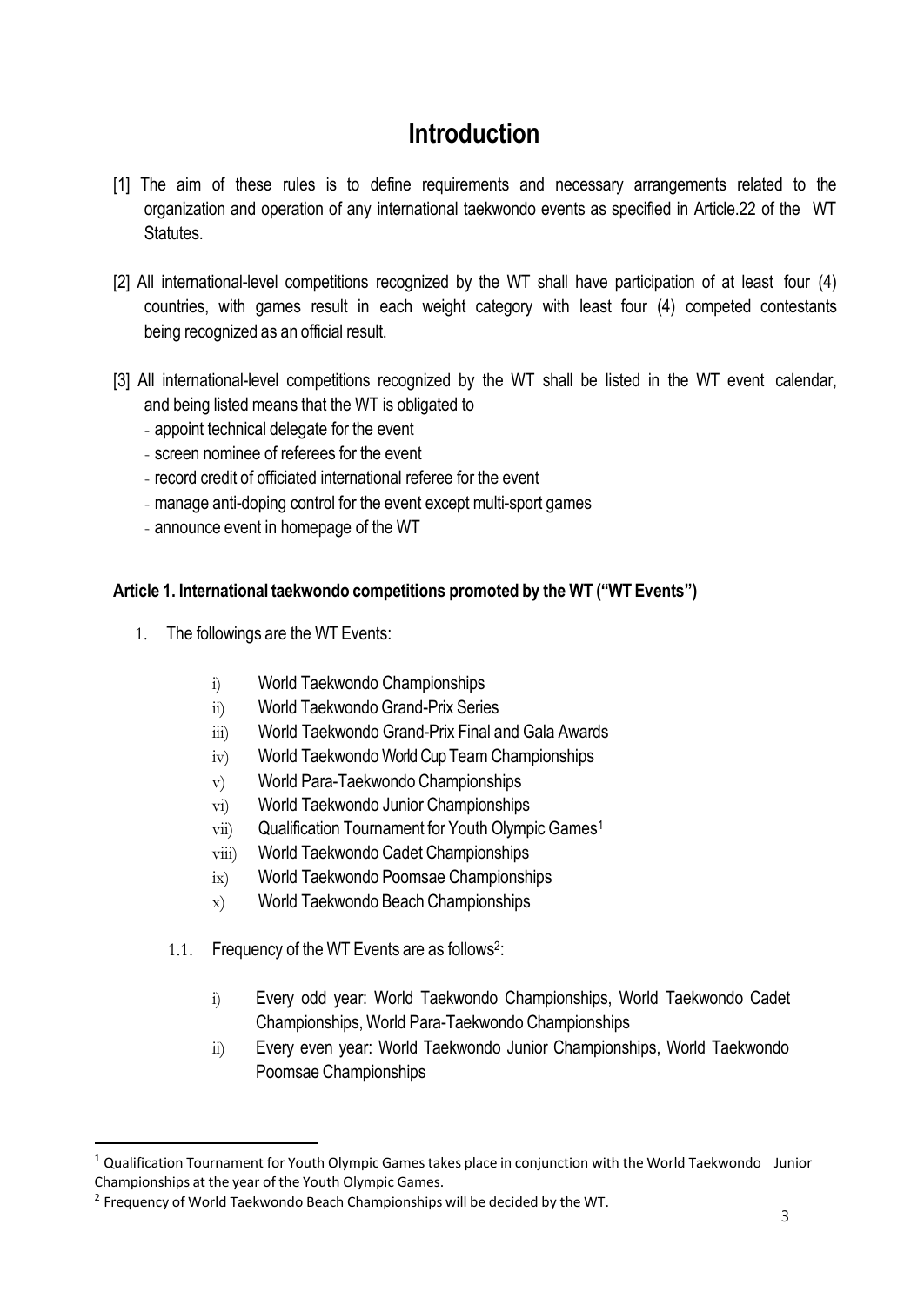# Introduction

[1] The aim of these rules is to define requirements and necessary arrangements related to the organization and operation of any international taekwondo events as specified in Article.22 of the WT Statutes.

[2] All international-level competitions recognized by the WT shall have participation of at least four (4) countries, with games result in each weight category with least four (4) competed contestants being recognized as an official result.

[3] All international-level competitions recognized by the WT shall be listed in the WT event calendar, and being listed means that the WT is obligated to

- appoint technical delegate for the event
- screen nominee of referees for the event
- record credit of officiated international referee for the event
- manage anti-doping control for the event except multi-sport games
- announce event in homepage of the WT

**Article 1. International taekwondo competitions promoted by the WT ("WT Events")**

1. The followings are the WT Events:

   i) World Taekwondo Championships
   ii) World Taekwondo Grand-Prix Series
   iii) World Taekwondo Grand-Prix Final and Gala Awards
   iv) World Taekwondo World Cup Team Championships
   v) World Para-Taekwondo Championships
   vi) World Taekwondo Junior Championships
   vii) Qualification Tournament for Youth Olympic Games[1]
   viii) World Taekwondo Cadet Championships
   ix) World Taekwondo Poomsae Championships
   x) World Taekwondo Beach Championships

   1.1. Frequency of the WT Events are as follows[2]:

      i) Every odd year: World Taekwondo Championships, World Taekwondo Cadet Championships, World Para-Taekwondo Championships
      ii) Every even year: World Taekwondo Junior Championships, World Taekwondo Poomsae Championships

---

[1] Qualification Tournament for Youth Olympic Games takes place in conjunction with the World Taekwondo Junior Championships at the year of the Youth Olympic Games.

[2] Frequency of World Taekwondo Beach Championships will be decided by the WT.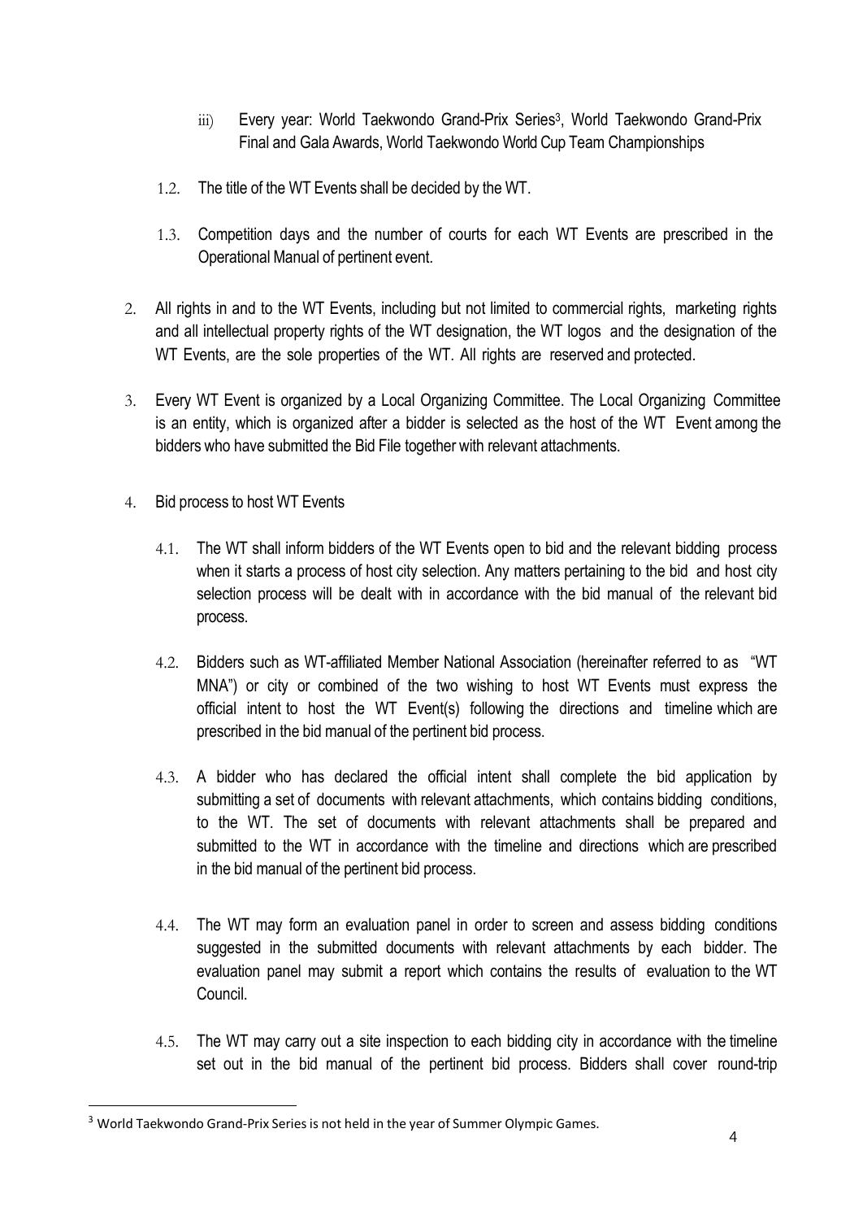iii) Every year: World Taekwondo Grand-Prix Series[3], World Taekwondo Grand-Prix Final and Gala Awards, World Taekwondo World Cup Team Championships

1.2. The title of the WT Events shall be decided by the WT.

1.3. Competition days and the number of courts for each WT Events are prescribed in the Operational Manual of pertinent event.

2. All rights in and to the WT Events, including but not limited to commercial rights, marketing rights and all intellectual property rights of the WT designation, the WT logos and the designation of the WT Events, are the sole properties of the WT. All rights are reserved and protected.

3. Every WT Event is organized by a Local Organizing Committee. The Local Organizing Committee is an entity, which is organized after a bidder is selected as the host of the WT Event among the bidders who have submitted the Bid File together with relevant attachments.

4. Bid process to host WT Events

4.1. The WT shall inform bidders of the WT Events open to bid and the relevant bidding process when it starts a process of host city selection. Any matters pertaining to the bid and host city selection process will be dealt with in accordance with the bid manual of the relevant bid process.

4.2. Bidders such as WT-affiliated Member National Association (hereinafter referred to as "WT MNA") or city or combined of the two wishing to host WT Events must express the official intent to host the WT Event(s) following the directions and timeline which are prescribed in the bid manual of the pertinent bid process.

4.3. A bidder who has declared the official intent shall complete the bid application by submitting a set of documents with relevant attachments, which contains bidding conditions, to the WT. The set of documents with relevant attachments shall be prepared and submitted to the WT in accordance with the timeline and directions which are prescribed in the bid manual of the pertinent bid process.

4.4. The WT may form an evaluation panel in order to screen and assess bidding conditions suggested in the submitted documents with relevant attachments by each bidder. The evaluation panel may submit a report which contains the results of evaluation to the WT Council.

4.5. The WT may carry out a site inspection to each bidding city in accordance with the timeline set out in the bid manual of the pertinent bid process. Bidders shall cover round-trip

[3] World Taekwondo Grand-Prix Series is not held in the year of Summer Olympic Games.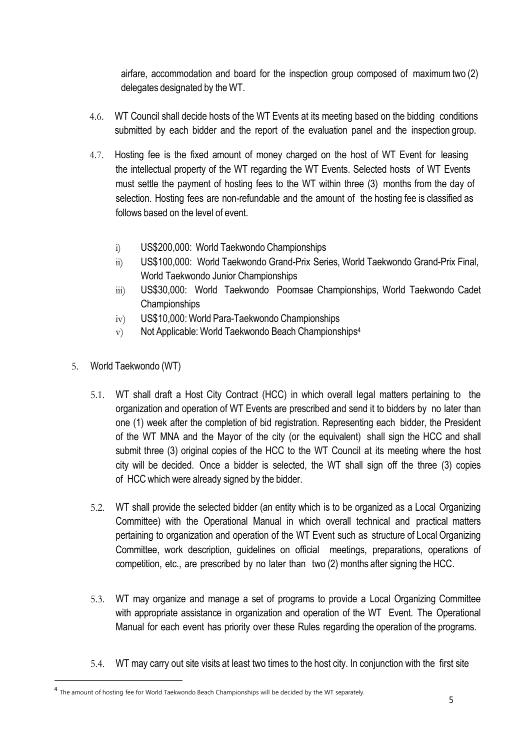airfare, accommodation and board for the inspection group composed of maximum two (2) delegates designated by the WT.

4.6. WT Council shall decide hosts of the WT Events at its meeting based on the bidding conditions submitted by each bidder and the report of the evaluation panel and the inspection group.

4.7. Hosting fee is the fixed amount of money charged on the host of WT Event for leasing the intellectual property of the WT regarding the WT Events. Selected hosts of WT Events must settle the payment of hosting fees to the WT within three (3) months from the day of selection. Hosting fees are non-refundable and the amount of the hosting fee is classified as follows based on the level of event.

i) US$200,000: World Taekwondo Championships
ii) US$100,000: World Taekwondo Grand-Prix Series, World Taekwondo Grand-Prix Final, World Taekwondo Junior Championships
iii) US$30,000: World Taekwondo Poomsae Championships, World Taekwondo Cadet Championships
iv) US$10,000: World Para-Taekwondo Championships
v) Not Applicable: World Taekwondo Beach Championships[4]

5. World Taekwondo (WT)

5.1. WT shall draft a Host City Contract (HCC) in which overall legal matters pertaining to the organization and operation of WT Events are prescribed and send it to bidders by no later than one (1) week after the completion of bid registration. Representing each bidder, the President of the WT MNA and the Mayor of the city (or the equivalent) shall sign the HCC and shall submit three (3) original copies of the HCC to the WT Council at its meeting where the host city will be decided. Once a bidder is selected, the WT shall sign off the three (3) copies of HCC which were already signed by the bidder.

5.2. WT shall provide the selected bidder (an entity which is to be organized as a Local Organizing Committee) with the Operational Manual in which overall technical and practical matters pertaining to organization and operation of the WT Event such as structure of Local Organizing Committee, work description, guidelines on official meetings, preparations, operations of competition, etc., are prescribed by no later than two (2) months after signing the HCC.

5.3. WT may organize and manage a set of programs to provide a Local Organizing Committee with appropriate assistance in organization and operation of the WT Event. The Operational Manual for each event has priority over these Rules regarding the operation of the programs.

5.4. WT may carry out site visits at least two times to the host city. In conjunction with the first site

[4] The amount of hosting fee for World Taekwondo Beach Championships will be decided by the WT separately.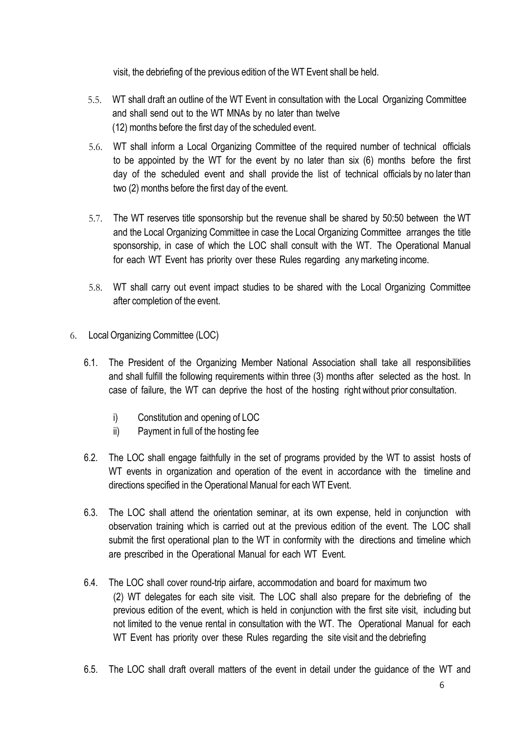visit, the debriefing of the previous edition of the WT Event shall be held.

5.5. WT shall draft an outline of the WT Event in consultation with the Local Organizing Committee and shall send out to the WT MNAs by no later than twelve (12) months before the first day of the scheduled event.

5.6. WT shall inform a Local Organizing Committee of the required number of technical officials to be appointed by the WT for the event by no later than six (6) months before the first day of the scheduled event and shall provide the list of technical officials by no later than two (2) months before the first day of the event.

5.7. The WT reserves title sponsorship but the revenue shall be shared by 50:50 between the WT and the Local Organizing Committee in case the Local Organizing Committee arranges the title sponsorship, in case of which the LOC shall consult with the WT. The Operational Manual for each WT Event has priority over these Rules regarding any marketing income.

5.8. WT shall carry out event impact studies to be shared with the Local Organizing Committee after completion of the event.

6. Local Organizing Committee (LOC)

6.1. The President of the Organizing Member National Association shall take all responsibilities and shall fulfill the following requirements within three (3) months after selected as the host. In case of failure, the WT can deprive the host of the hosting right without prior consultation.

i) Constitution and opening of LOC
ii) Payment in full of the hosting fee

6.2. The LOC shall engage faithfully in the set of programs provided by the WT to assist hosts of WT events in organization and operation of the event in accordance with the timeline and directions specified in the Operational Manual for each WT Event.

6.3. The LOC shall attend the orientation seminar, at its own expense, held in conjunction with observation training which is carried out at the previous edition of the event. The LOC shall submit the first operational plan to the WT in conformity with the directions and timeline which are prescribed in the Operational Manual for each WT Event.

6.4. The LOC shall cover round-trip airfare, accommodation and board for maximum two (2) WT delegates for each site visit. The LOC shall also prepare for the debriefing of the previous edition of the event, which is held in conjunction with the first site visit, including but not limited to the venue rental in consultation with the WT. The Operational Manual for each WT Event has priority over these Rules regarding the site visit and the debriefing

6.5. The LOC shall draft overall matters of the event in detail under the guidance of the WT and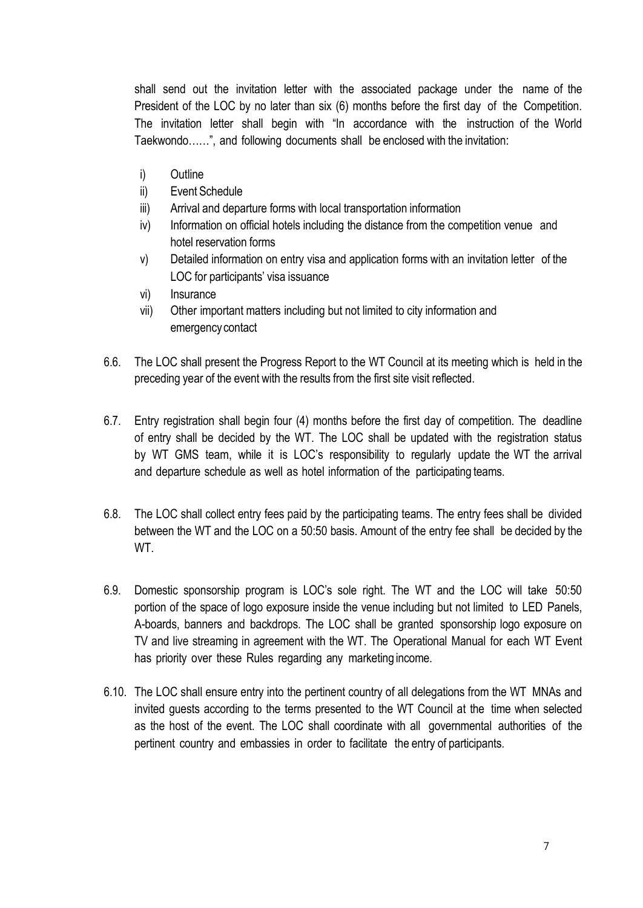shall send out the invitation letter with the associated package under the name of the President of the LOC by no later than six (6) months before the first day of the Competition. The invitation letter shall begin with "In accordance with the instruction of the World Taekwondo……", and following documents shall be enclosed with the invitation:

i) Outline
ii) Event Schedule
iii) Arrival and departure forms with local transportation information
iv) Information on official hotels including the distance from the competition venue and hotel reservation forms
v) Detailed information on entry visa and application forms with an invitation letter of the LOC for participants' visa issuance
vi) Insurance
vii) Other important matters including but not limited to city information and emergency contact

6.6. The LOC shall present the Progress Report to the WT Council at its meeting which is held in the preceding year of the event with the results from the first site visit reflected.

6.7. Entry registration shall begin four (4) months before the first day of competition. The deadline of entry shall be decided by the WT. The LOC shall be updated with the registration status by WT GMS team, while it is LOC's responsibility to regularly update the WT the arrival and departure schedule as well as hotel information of the participating teams.

6.8. The LOC shall collect entry fees paid by the participating teams. The entry fees shall be divided between the WT and the LOC on a 50:50 basis. Amount of the entry fee shall be decided by the WT.

6.9. Domestic sponsorship program is LOC's sole right. The WT and the LOC will take 50:50 portion of the space of logo exposure inside the venue including but not limited to LED Panels, A-boards, banners and backdrops. The LOC shall be granted sponsorship logo exposure on TV and live streaming in agreement with the WT. The Operational Manual for each WT Event has priority over these Rules regarding any marketing income.

6.10. The LOC shall ensure entry into the pertinent country of all delegations from the WT MNAs and invited guests according to the terms presented to the WT Council at the time when selected as the host of the event. The LOC shall coordinate with all governmental authorities of the pertinent country and embassies in order to facilitate the entry of participants.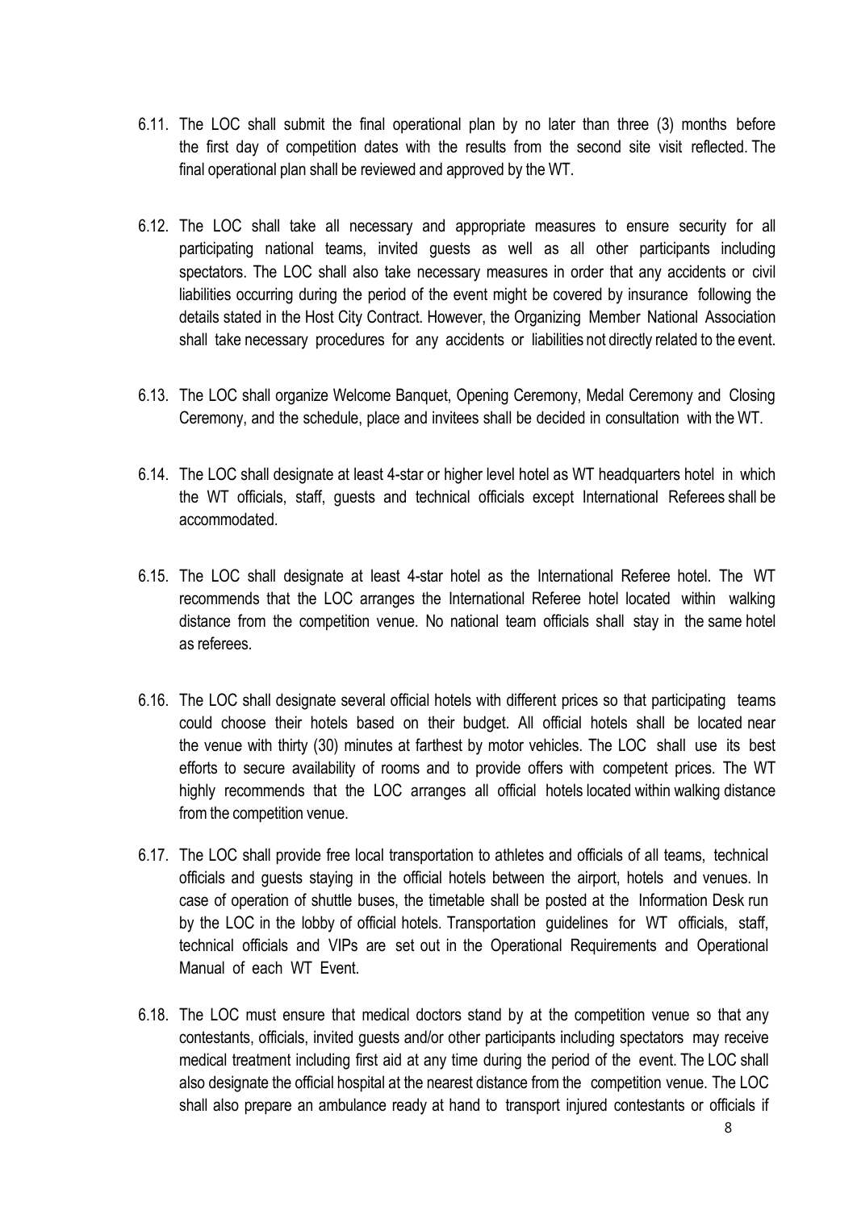6.11. The LOC shall submit the final operational plan by no later than three (3) months before the first day of competition dates with the results from the second site visit reflected. The final operational plan shall be reviewed and approved by the WT.

6.12. The LOC shall take all necessary and appropriate measures to ensure security for all participating national teams, invited guests as well as all other participants including spectators. The LOC shall also take necessary measures in order that any accidents or civil liabilities occurring during the period of the event might be covered by insurance following the details stated in the Host City Contract. However, the Organizing Member National Association shall take necessary procedures for any accidents or liabilities not directly related to the event.

6.13. The LOC shall organize Welcome Banquet, Opening Ceremony, Medal Ceremony and Closing Ceremony, and the schedule, place and invitees shall be decided in consultation with the WT.

6.14. The LOC shall designate at least 4-star or higher level hotel as WT headquarters hotel in which the WT officials, staff, guests and technical officials except International Referees shall be accommodated.

6.15. The LOC shall designate at least 4-star hotel as the International Referee hotel. The WT recommends that the LOC arranges the International Referee hotel located within walking distance from the competition venue. No national team officials shall stay in the same hotel as referees.

6.16. The LOC shall designate several official hotels with different prices so that participating teams could choose their hotels based on their budget. All official hotels shall be located near the venue with thirty (30) minutes at farthest by motor vehicles. The LOC shall use its best efforts to secure availability of rooms and to provide offers with competent prices. The WT highly recommends that the LOC arranges all official hotels located within walking distance from the competition venue.

6.17. The LOC shall provide free local transportation to athletes and officials of all teams, technical officials and guests staying in the official hotels between the airport, hotels and venues. In case of operation of shuttle buses, the timetable shall be posted at the Information Desk run by the LOC in the lobby of official hotels. Transportation guidelines for WT officials, staff, technical officials and VIPs are set out in the Operational Requirements and Operational Manual of each WT Event.

6.18. The LOC must ensure that medical doctors stand by at the competition venue so that any contestants, officials, invited guests and/or other participants including spectators may receive medical treatment including first aid at any time during the period of the event. The LOC shall also designate the official hospital at the nearest distance from the competition venue. The LOC shall also prepare an ambulance ready at hand to transport injured contestants or officials if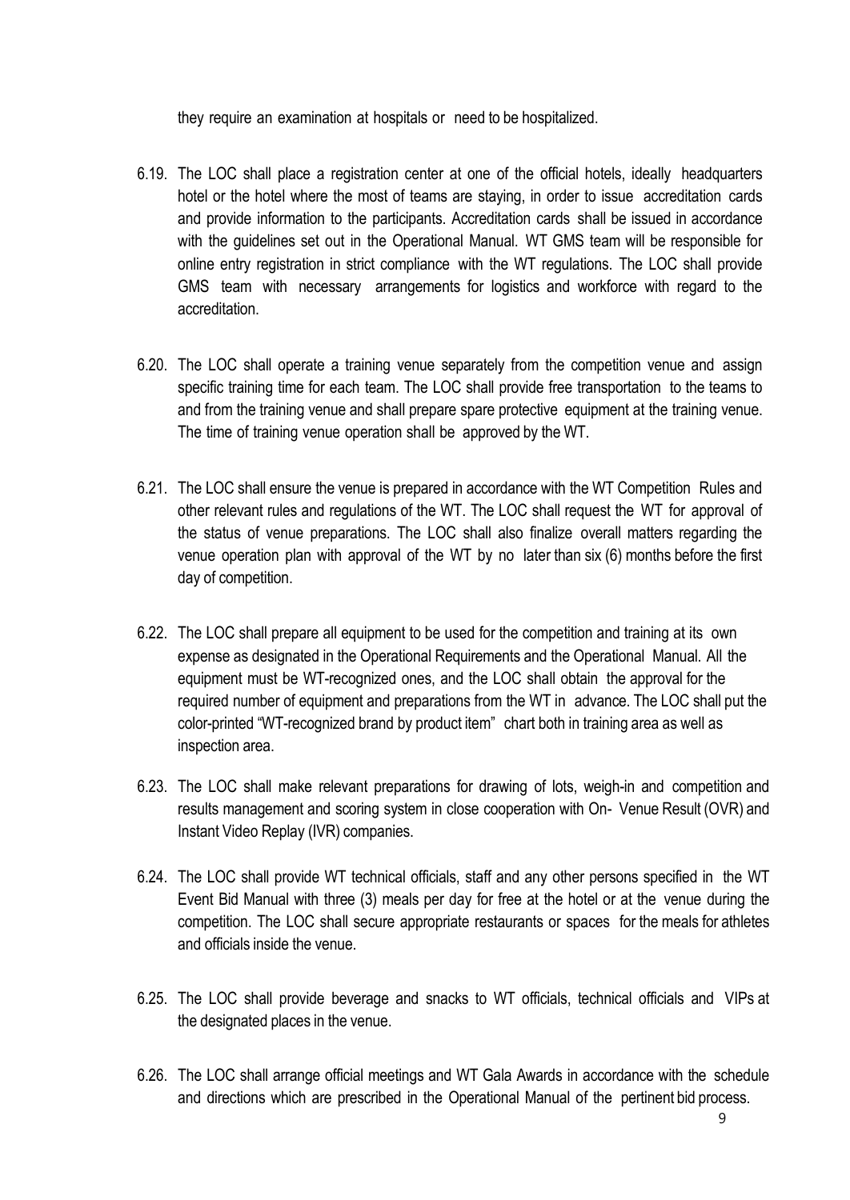they require an examination at hospitals or need to be hospitalized.

6.19. The LOC shall place a registration center at one of the official hotels, ideally headquarters hotel or the hotel where the most of teams are staying, in order to issue accreditation cards and provide information to the participants. Accreditation cards shall be issued in accordance with the guidelines set out in the Operational Manual. WT GMS team will be responsible for online entry registration in strict compliance with the WT regulations. The LOC shall provide GMS team with necessary arrangements for logistics and workforce with regard to the accreditation.

6.20. The LOC shall operate a training venue separately from the competition venue and assign specific training time for each team. The LOC shall provide free transportation to the teams to and from the training venue and shall prepare spare protective equipment at the training venue. The time of training venue operation shall be approved by the WT.

6.21. The LOC shall ensure the venue is prepared in accordance with the WT Competition Rules and other relevant rules and regulations of the WT. The LOC shall request the WT for approval of the status of venue preparations. The LOC shall also finalize overall matters regarding the venue operation plan with approval of the WT by no later than six (6) months before the first day of competition.

6.22. The LOC shall prepare all equipment to be used for the competition and training at its own expense as designated in the Operational Requirements and the Operational Manual. All the equipment must be WT-recognized ones, and the LOC shall obtain the approval for the required number of equipment and preparations from the WT in advance. The LOC shall put the color-printed "WT-recognized brand by product item" chart both in training area as well as inspection area.

6.23. The LOC shall make relevant preparations for drawing of lots, weigh-in and competition and results management and scoring system in close cooperation with On- Venue Result (OVR) and Instant Video Replay (IVR) companies.

6.24. The LOC shall provide WT technical officials, staff and any other persons specified in the WT Event Bid Manual with three (3) meals per day for free at the hotel or at the venue during the competition. The LOC shall secure appropriate restaurants or spaces for the meals for athletes and officials inside the venue.

6.25. The LOC shall provide beverage and snacks to WT officials, technical officials and VIPs at the designated places in the venue.

6.26. The LOC shall arrange official meetings and WT Gala Awards in accordance with the schedule and directions which are prescribed in the Operational Manual of the pertinent bid process.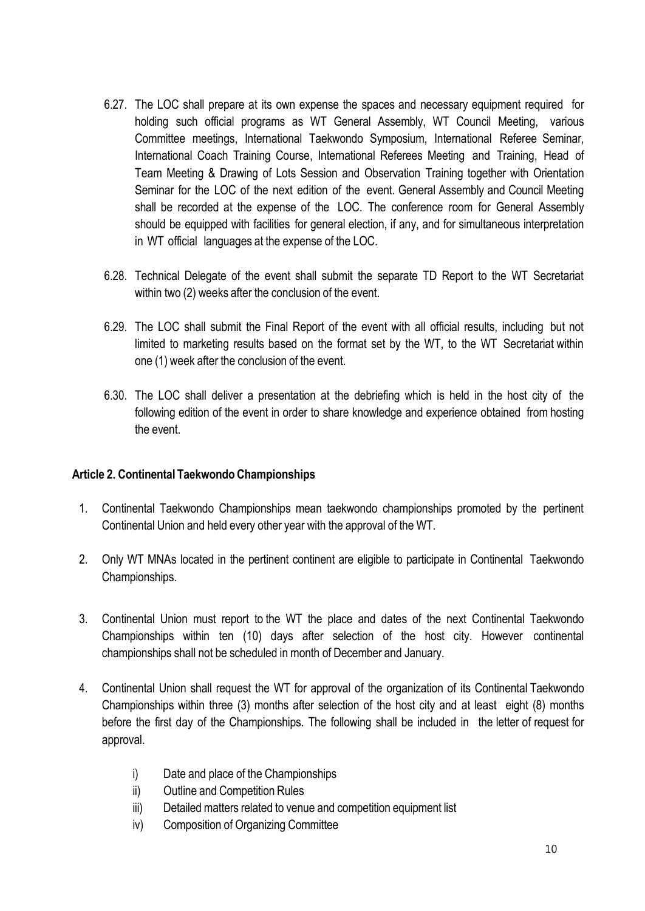6.27. The LOC shall prepare at its own expense the spaces and necessary equipment required for holding such official programs as WT General Assembly, WT Council Meeting, various Committee meetings, International Taekwondo Symposium, International Referee Seminar, International Coach Training Course, International Referees Meeting and Training, Head of Team Meeting & Drawing of Lots Session and Observation Training together with Orientation Seminar for the LOC of the next edition of the event. General Assembly and Council Meeting shall be recorded at the expense of the LOC. The conference room for General Assembly should be equipped with facilities for general election, if any, and for simultaneous interpretation in WT official languages at the expense of the LOC.

6.28. Technical Delegate of the event shall submit the separate TD Report to the WT Secretariat within two (2) weeks after the conclusion of the event.

6.29. The LOC shall submit the Final Report of the event with all official results, including but not limited to marketing results based on the format set by the WT, to the WT Secretariat within one (1) week after the conclusion of the event.

6.30. The LOC shall deliver a presentation at the debriefing which is held in the host city of the following edition of the event in order to share knowledge and experience obtained from hosting the event.

### Article 2. Continental Taekwondo Championships

1. Continental Taekwondo Championships mean taekwondo championships promoted by the pertinent Continental Union and held every other year with the approval of the WT.

2. Only WT MNAs located in the pertinent continent are eligible to participate in Continental Taekwondo Championships.

3. Continental Union must report to the WT the place and dates of the next Continental Taekwondo Championships within ten (10) days after selection of the host city. However continental championships shall not be scheduled in month of December and January.

4. Continental Union shall request the WT for approval of the organization of its Continental Taekwondo Championships within three (3) months after selection of the host city and at least eight (8) months before the first day of the Championships. The following shall be included in the letter of request for approval.

    i) Date and place of the Championships
    ii) Outline and Competition Rules
    iii) Detailed matters related to venue and competition equipment list
    iv) Composition of Organizing Committee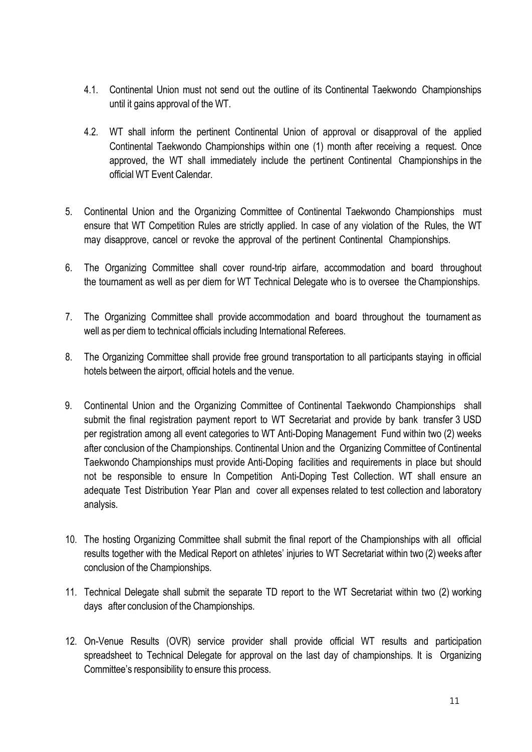4.1. Continental Union must not send out the outline of its Continental Taekwondo Championships until it gains approval of the WT.

4.2. WT shall inform the pertinent Continental Union of approval or disapproval of the applied Continental Taekwondo Championships within one (1) month after receiving a request. Once approved, the WT shall immediately include the pertinent Continental Championships in the official WT Event Calendar.

5. Continental Union and the Organizing Committee of Continental Taekwondo Championships must ensure that WT Competition Rules are strictly applied. In case of any violation of the Rules, the WT may disapprove, cancel or revoke the approval of the pertinent Continental Championships.

6. The Organizing Committee shall cover round-trip airfare, accommodation and board throughout the tournament as well as per diem for WT Technical Delegate who is to oversee the Championships.

7. The Organizing Committee shall provide accommodation and board throughout the tournament as well as per diem to technical officials including International Referees.

8. The Organizing Committee shall provide free ground transportation to all participants staying in official hotels between the airport, official hotels and the venue.

9. Continental Union and the Organizing Committee of Continental Taekwondo Championships shall submit the final registration payment report to WT Secretariat and provide by bank transfer 3 USD per registration among all event categories to WT Anti-Doping Management Fund within two (2) weeks after conclusion of the Championships. Continental Union and the Organizing Committee of Continental Taekwondo Championships must provide Anti-Doping facilities and requirements in place but should not be responsible to ensure In Competition Anti-Doping Test Collection. WT shall ensure an adequate Test Distribution Year Plan and cover all expenses related to test collection and laboratory analysis.

10. The hosting Organizing Committee shall submit the final report of the Championships with all official results together with the Medical Report on athletes' injuries to WT Secretariat within two (2) weeks after conclusion of the Championships.

11. Technical Delegate shall submit the separate TD report to the WT Secretariat within two (2) working days after conclusion of the Championships.

12. On-Venue Results (OVR) service provider shall provide official WT results and participation spreadsheet to Technical Delegate for approval on the last day of championships. It is Organizing Committee's responsibility to ensure this process.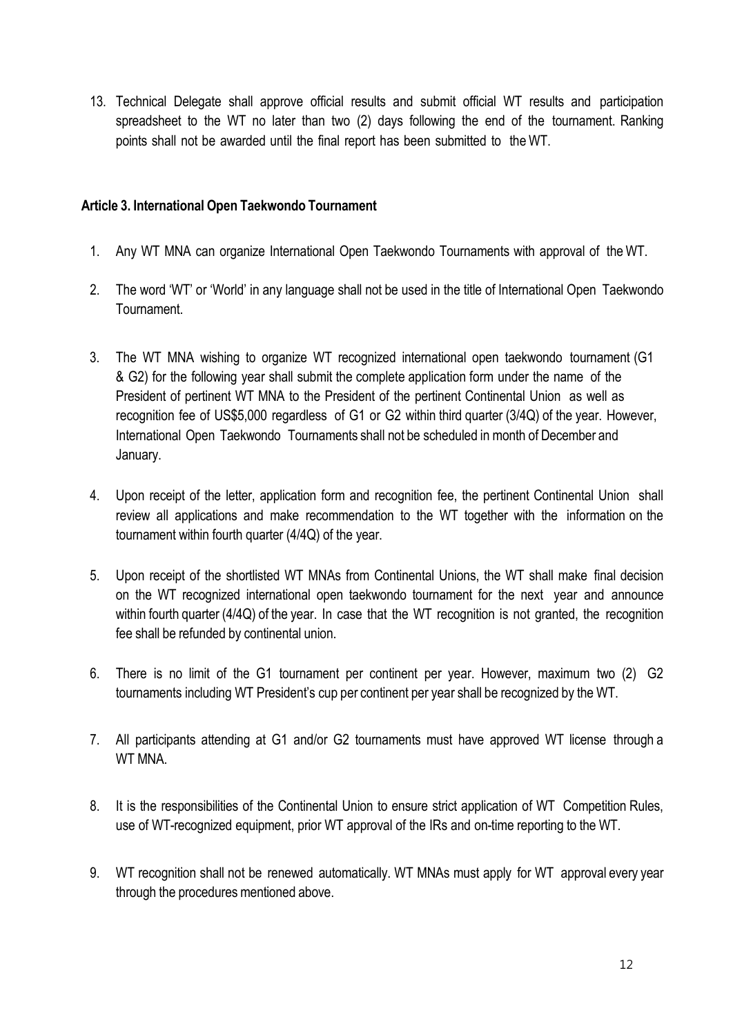13. Technical Delegate shall approve official results and submit official WT results and participation spreadsheet to the WT no later than two (2) days following the end of the tournament. Ranking points shall not be awarded until the final report has been submitted to the WT.

**Article 3. International Open Taekwondo Tournament**

1. Any WT MNA can organize International Open Taekwondo Tournaments with approval of the WT.

2. The word 'WT' or 'World' in any language shall not be used in the title of International Open Taekwondo Tournament.

3. The WT MNA wishing to organize WT recognized international open taekwondo tournament (G1 & G2) for the following year shall submit the complete application form under the name of the President of pertinent WT MNA to the President of the pertinent Continental Union as well as recognition fee of US$5,000 regardless of G1 or G2 within third quarter (3/4Q) of the year. However, International Open Taekwondo Tournaments shall not be scheduled in month of December and January.

4. Upon receipt of the letter, application form and recognition fee, the pertinent Continental Union shall review all applications and make recommendation to the WT together with the information on the tournament within fourth quarter (4/4Q) of the year.

5. Upon receipt of the shortlisted WT MNAs from Continental Unions, the WT shall make final decision on the WT recognized international open taekwondo tournament for the next year and announce within fourth quarter (4/4Q) of the year. In case that the WT recognition is not granted, the recognition fee shall be refunded by continental union.

6. There is no limit of the G1 tournament per continent per year. However, maximum two (2) G2 tournaments including WT President's cup per continent per year shall be recognized by the WT.

7. All participants attending at G1 and/or G2 tournaments must have approved WT license through a WT MNA.

8. It is the responsibilities of the Continental Union to ensure strict application of WT Competition Rules, use of WT-recognized equipment, prior WT approval of the IRs and on-time reporting to the WT.

9. WT recognition shall not be renewed automatically. WT MNAs must apply for WT approval every year through the procedures mentioned above.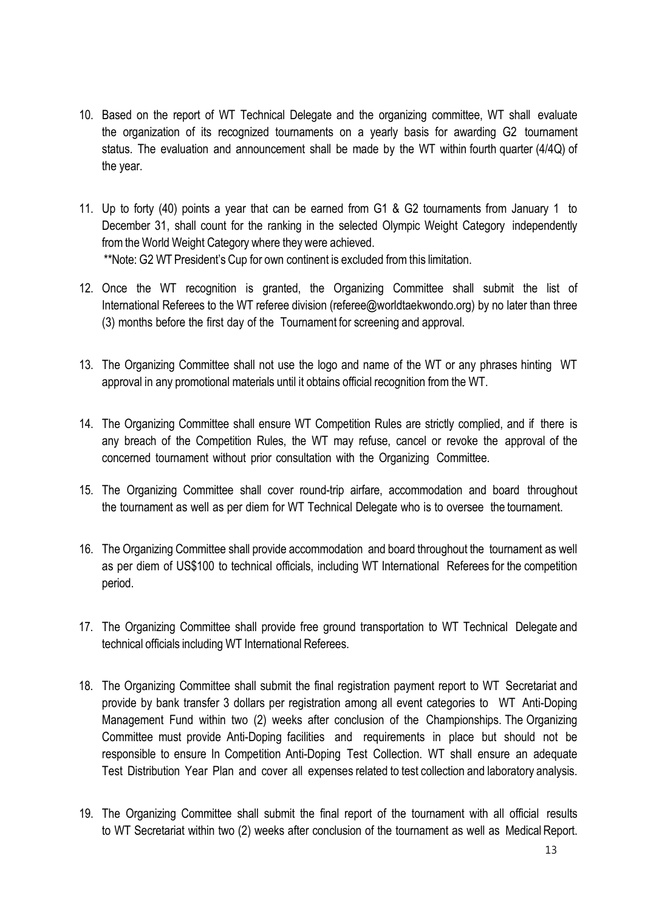10. Based on the report of WT Technical Delegate and the organizing committee, WT shall evaluate the organization of its recognized tournaments on a yearly basis for awarding G2 tournament status. The evaluation and announcement shall be made by the WT within fourth quarter (4/4Q) of the year.

11. Up to forty (40) points a year that can be earned from G1 & G2 tournaments from January 1 to December 31, shall count for the ranking in the selected Olympic Weight Category independently from the World Weight Category where they were achieved.
    **Note: G2 WT President's Cup for own continent is excluded from this limitation.

12. Once the WT recognition is granted, the Organizing Committee shall submit the list of International Referees to the WT referee division (referee@worldtaekwondo.org) by no later than three (3) months before the first day of the Tournament for screening and approval.

13. The Organizing Committee shall not use the logo and name of the WT or any phrases hinting WT approval in any promotional materials until it obtains official recognition from the WT.

14. The Organizing Committee shall ensure WT Competition Rules are strictly complied, and if there is any breach of the Competition Rules, the WT may refuse, cancel or revoke the approval of the concerned tournament without prior consultation with the Organizing Committee.

15. The Organizing Committee shall cover round-trip airfare, accommodation and board throughout the tournament as well as per diem for WT Technical Delegate who is to oversee the tournament.

16. The Organizing Committee shall provide accommodation and board throughout the tournament as well as per diem of US$100 to technical officials, including WT International Referees for the competition period.

17. The Organizing Committee shall provide free ground transportation to WT Technical Delegate and technical officials including WT International Referees.

18. The Organizing Committee shall submit the final registration payment report to WT Secretariat and provide by bank transfer 3 dollars per registration among all event categories to WT Anti-Doping Management Fund within two (2) weeks after conclusion of the Championships. The Organizing Committee must provide Anti-Doping facilities and requirements in place but should not be responsible to ensure In Competition Anti-Doping Test Collection. WT shall ensure an adequate Test Distribution Year Plan and cover all expenses related to test collection and laboratory analysis.

19. The Organizing Committee shall submit the final report of the tournament with all official results to WT Secretariat within two (2) weeks after conclusion of the tournament as well as Medical Report.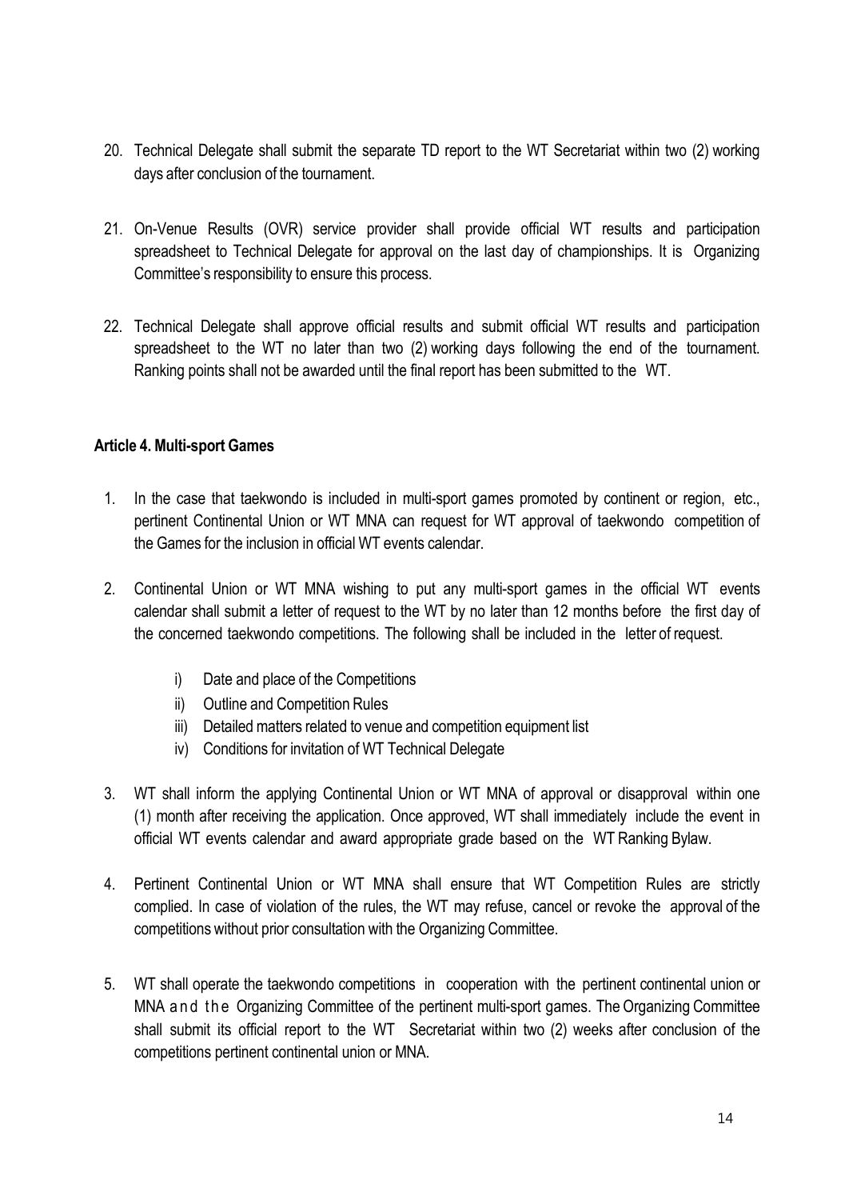20. Technical Delegate shall submit the separate TD report to the WT Secretariat within two (2) working days after conclusion of the tournament.

21. On-Venue Results (OVR) service provider shall provide official WT results and participation spreadsheet to Technical Delegate for approval on the last day of championships. It is Organizing Committee's responsibility to ensure this process.

22. Technical Delegate shall approve official results and submit official WT results and participation spreadsheet to the WT no later than two (2) working days following the end of the tournament. Ranking points shall not be awarded until the final report has been submitted to the WT.

### Article 4. Multi-sport Games

1. In the case that taekwondo is included in multi-sport games promoted by continent or region, etc., pertinent Continental Union or WT MNA can request for WT approval of taekwondo competition of the Games for the inclusion in official WT events calendar.

2. Continental Union or WT MNA wishing to put any multi-sport games in the official WT events calendar shall submit a letter of request to the WT by no later than 12 months before the first day of the concerned taekwondo competitions. The following shall be included in the letter of request.

   i) Date and place of the Competitions
   ii) Outline and Competition Rules
   iii) Detailed matters related to venue and competition equipment list
   iv) Conditions for invitation of WT Technical Delegate

3. WT shall inform the applying Continental Union or WT MNA of approval or disapproval within one (1) month after receiving the application. Once approved, WT shall immediately include the event in official WT events calendar and award appropriate grade based on the WT Ranking Bylaw.

4. Pertinent Continental Union or WT MNA shall ensure that WT Competition Rules are strictly complied. In case of violation of the rules, the WT may refuse, cancel or revoke the approval of the competitions without prior consultation with the Organizing Committee.

5. WT shall operate the taekwondo competitions in cooperation with the pertinent continental union or MNA and the Organizing Committee of the pertinent multi-sport games. The Organizing Committee shall submit its official report to the WT Secretariat within two (2) weeks after conclusion of the competitions pertinent continental union or MNA.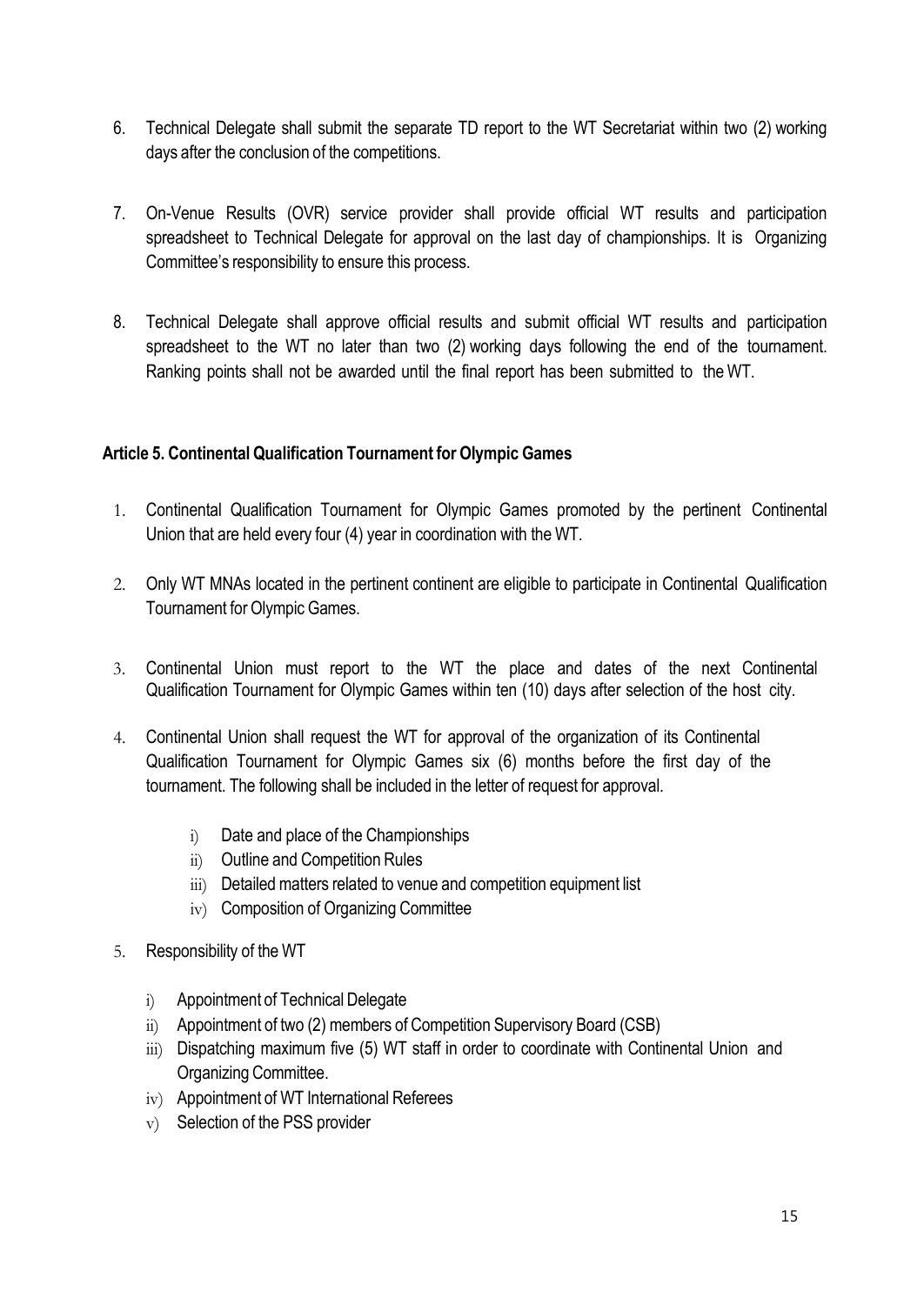6. Technical Delegate shall submit the separate TD report to the WT Secretariat within two (2) working days after the conclusion of the competitions.

7. On-Venue Results (OVR) service provider shall provide official WT results and participation spreadsheet to Technical Delegate for approval on the last day of championships. It is Organizing Committee's responsibility to ensure this process.

8. Technical Delegate shall approve official results and submit official WT results and participation spreadsheet to the WT no later than two (2) working days following the end of the tournament. Ranking points shall not be awarded until the final report has been submitted to the WT.

### Article 5. Continental Qualification Tournament for Olympic Games

1. Continental Qualification Tournament for Olympic Games promoted by the pertinent Continental Union that are held every four (4) year in coordination with the WT.

2. Only WT MNAs located in the pertinent continent are eligible to participate in Continental Qualification Tournament for Olympic Games.

3. Continental Union must report to the WT the place and dates of the next Continental Qualification Tournament for Olympic Games within ten (10) days after selection of the host city.

4. Continental Union shall request the WT for approval of the organization of its Continental Qualification Tournament for Olympic Games six (6) months before the first day of the tournament. The following shall be included in the letter of request for approval.

   i) Date and place of the Championships
   ii) Outline and Competition Rules
   iii) Detailed matters related to venue and competition equipment list
   iv) Composition of Organizing Committee

5. Responsibility of the WT

   i) Appointment of Technical Delegate
   ii) Appointment of two (2) members of Competition Supervisory Board (CSB)
   iii) Dispatching maximum five (5) WT staff in order to coordinate with Continental Union and Organizing Committee.
   iv) Appointment of WT International Referees
   v) Selection of the PSS provider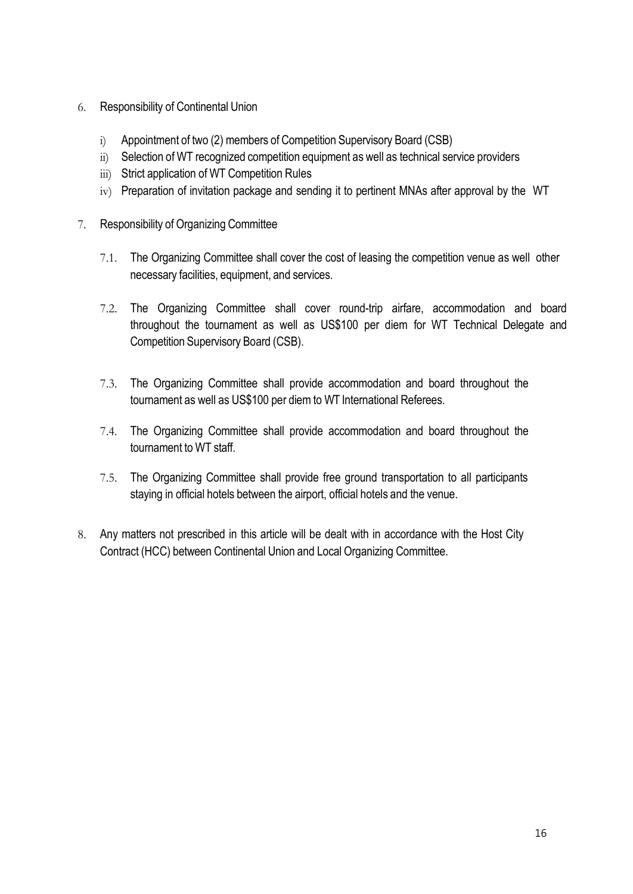6. Responsibility of Continental Union

    i) Appointment of two (2) members of Competition Supervisory Board (CSB)
    ii) Selection of WT recognized competition equipment as well as technical service providers
    iii) Strict application of WT Competition Rules
    iv) Preparation of invitation package and sending it to pertinent MNAs after approval by the WT

7. Responsibility of Organizing Committee

    7.1. The Organizing Committee shall cover the cost of leasing the competition venue as well other necessary facilities, equipment, and services.

    7.2. The Organizing Committee shall cover round-trip airfare, accommodation and board throughout the tournament as well as US$100 per diem for WT Technical Delegate and Competition Supervisory Board (CSB).

    7.3. The Organizing Committee shall provide accommodation and board throughout the tournament as well as US$100 per diem to WT International Referees.

    7.4. The Organizing Committee shall provide accommodation and board throughout the tournament to WT staff.

    7.5. The Organizing Committee shall provide free ground transportation to all participants staying in official hotels between the airport, official hotels and the venue.

8. Any matters not prescribed in this article will be dealt with in accordance with the Host City Contract (HCC) between Continental Union and Local Organizing Committee.